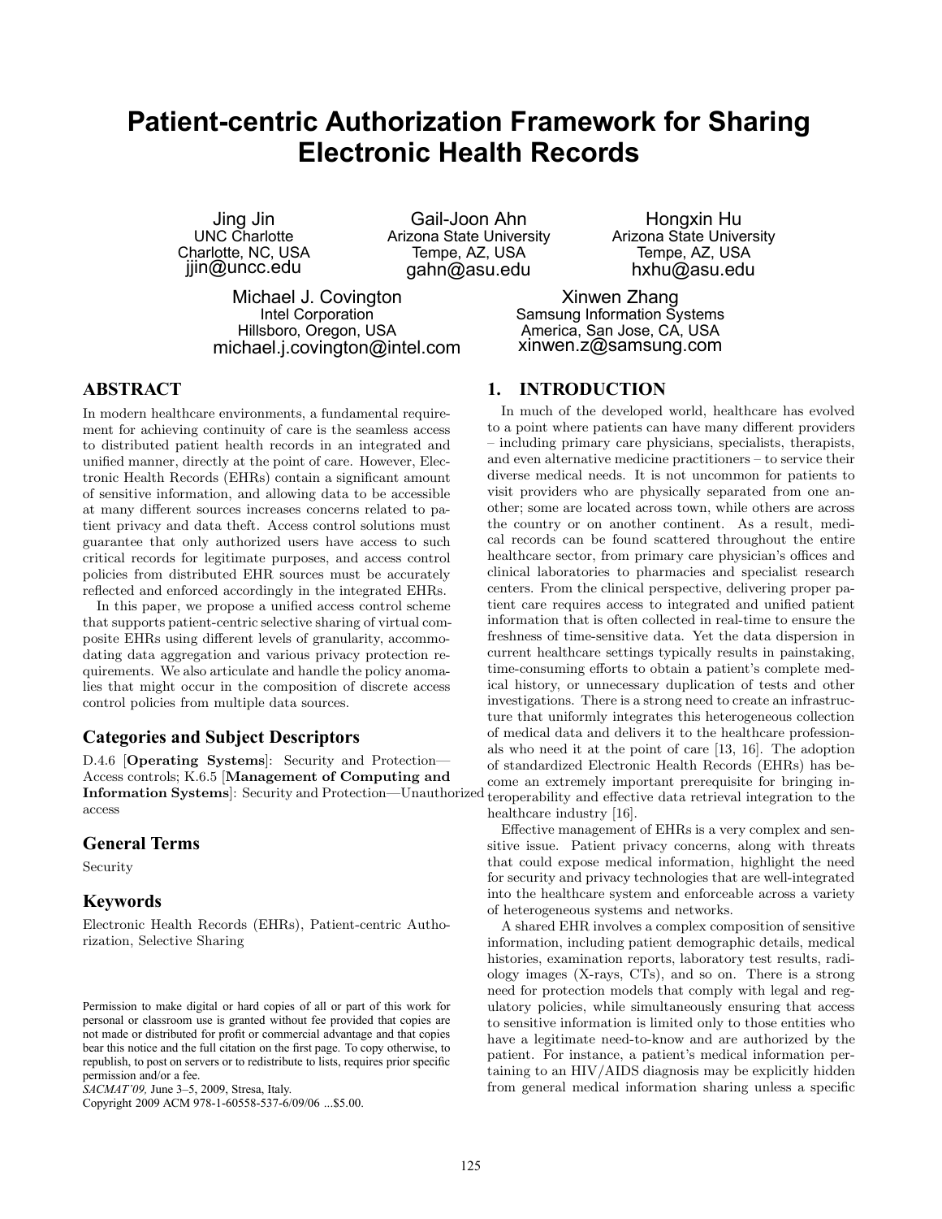# Patient-centric Authorization Framework for Sharing Electronic Health Records

Jing Jin
UNC Charlotte
Charlotte, NC, USA
jjin@uncc.edu

Gail-Joon Ahn
Arizona State University
Tempe, AZ, USA
gahn@asu.edu

Hongxin Hu
Arizona State University
Tempe, AZ, USA
hxhu@asu.edu

Michael J. Covington
Intel Corporation
Hillsboro, Oregon, USA
michael.j.covington@intel.com

Xinwen Zhang
Samsung Information Systems
America, San Jose, CA, USA
xinwen.z@samsung.com

## ABSTRACT

In modern healthcare environments, a fundamental requirement for achieving continuity of care is the seamless access to distributed patient health records in an integrated and unified manner, directly at the point of care. However, Electronic Health Records (EHRs) contain a significant amount of sensitive information, and allowing data to be accessible at many different sources increases concerns related to patient privacy and data theft. Access control solutions must guarantee that only authorized users have access to such critical records for legitimate purposes, and access control policies from distributed EHR sources must be accurately reflected and enforced accordingly in the integrated EHRs.

In this paper, we propose a unified access control scheme that supports patient-centric selective sharing of virtual composite EHRs using different levels of granularity, accommodating data aggregation and various privacy protection requirements. We also articulate and handle the policy anomalies that might occur in the composition of discrete access control policies from multiple data sources.

### Categories and Subject Descriptors

D.4.6 [**Operating Systems**]: Security and Protection—Access controls; K.6.5 [**Management of Computing and Information Systems**]: Security and Protection—Unauthorized access

### General Terms

Security

### Keywords

Electronic Health Records (EHRs), Patient-centric Authorization, Selective Sharing

Permission to make digital or hard copies of all or part of this work for personal or classroom use is granted without fee provided that copies are not made or distributed for profit or commercial advantage and that copies bear this notice and the full citation on the first page. To copy otherwise, to republish, to post on servers or to redistribute to lists, requires prior specific permission and/or a fee.
*SACMAT'09,* June 3–5, 2009, Stresa, Italy.
Copyright 2009 ACM 978-1-60558-537-6/09/06 ...$5.00.

## 1. INTRODUCTION

In much of the developed world, healthcare has evolved to a point where patients can have many different providers – including primary care physicians, specialists, therapists, and even alternative medicine practitioners – to service their diverse medical needs. It is not uncommon for patients to visit providers who are physically separated from one another; some are located across town, while others are across the country or on another continent. As a result, medical records can be found scattered throughout the entire healthcare sector, from primary care physician's offices and clinical laboratories to pharmacies and specialist research centers. From the clinical perspective, delivering proper patient care requires access to integrated and unified patient information that is often collected in real-time to ensure the freshness of time-sensitive data. Yet the data dispersion in current healthcare settings typically results in painstaking, time-consuming efforts to obtain a patient's complete medical history, or unnecessary duplication of tests and other investigations. There is a strong need to create an infrastructure that uniformly integrates this heterogeneous collection of medical data and delivers it to the healthcare professionals who need it at the point of care [13, 16]. The adoption of standardized Electronic Health Records (EHRs) has become an extremely important prerequisite for bringing interoperability and effective data retrieval integration to the healthcare industry [16].

Effective management of EHRs is a very complex and sensitive issue. Patient privacy concerns, along with threats that could expose medical information, highlight the need for security and privacy technologies that are well-integrated into the healthcare system and enforceable across a variety of heterogeneous systems and networks.

A shared EHR involves a complex composition of sensitive information, including patient demographic details, medical histories, examination reports, laboratory test results, radiology images (X-rays, CTs), and so on. There is a strong need for protection models that comply with legal and regulatory policies, while simultaneously ensuring that access to sensitive information is limited only to those entities who have a legitimate need-to-know and are authorized by the patient. For instance, a patient's medical information pertaining to an HIV/AIDS diagnosis may be explicitly hidden from general medical information sharing unless a specific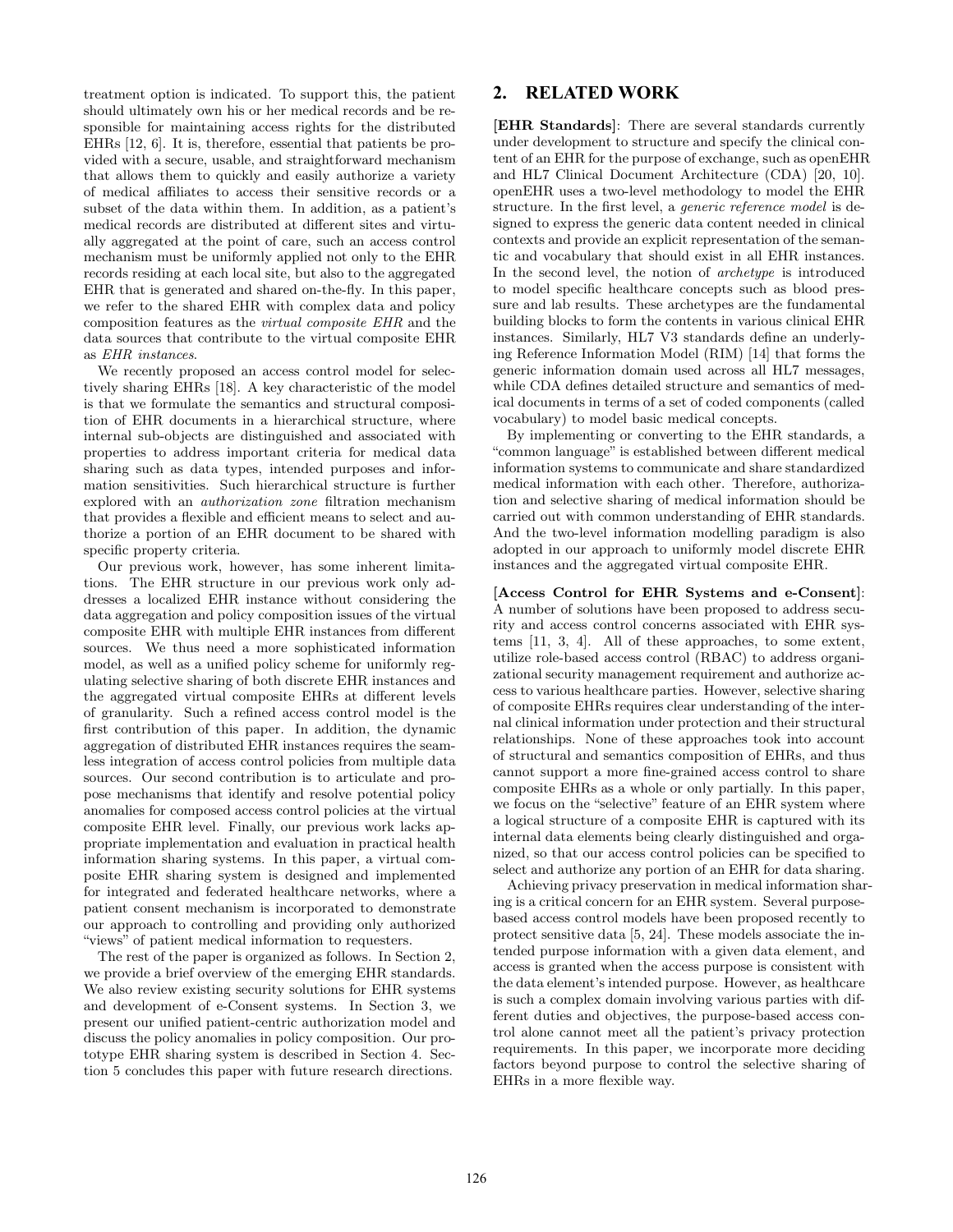treatment option is indicated. To support this, the patient should ultimately own his or her medical records and be responsible for maintaining access rights for the distributed EHRs [12, 6]. It is, therefore, essential that patients be provided with a secure, usable, and straightforward mechanism that allows them to quickly and easily authorize a variety of medical affiliates to access their sensitive records or a subset of the data within them. In addition, as a patient's medical records are distributed at different sites and virtually aggregated at the point of care, such an access control mechanism must be uniformly applied not only to the EHR records residing at each local site, but also to the aggregated EHR that is generated and shared on-the-fly. In this paper, we refer to the shared EHR with complex data and policy composition features as the *virtual composite EHR* and the data sources that contribute to the virtual composite EHR as *EHR instances*.

We recently proposed an access control model for selectively sharing EHRs [18]. A key characteristic of the model is that we formulate the semantics and structural composition of EHR documents in a hierarchical structure, where internal sub-objects are distinguished and associated with properties to address important criteria for medical data sharing such as data types, intended purposes and information sensitivities. Such hierarchical structure is further explored with an *authorization zone* filtration mechanism that provides a flexible and efficient means to select and authorize a portion of an EHR document to be shared with specific property criteria.

Our previous work, however, has some inherent limitations. The EHR structure in our previous work only addresses a localized EHR instance without considering the data aggregation and policy composition issues of the virtual composite EHR with multiple EHR instances from different sources. We thus need a more sophisticated information model, as well as a unified policy scheme for uniformly regulating selective sharing of both discrete EHR instances and the aggregated virtual composite EHRs at different levels of granularity. Such a refined access control model is the first contribution of this paper. In addition, the dynamic aggregation of distributed EHR instances requires the seamless integration of access control policies from multiple data sources. Our second contribution is to articulate and propose mechanisms that identify and resolve potential policy anomalies for composed access control policies at the virtual composite EHR level. Finally, our previous work lacks appropriate implementation and evaluation in practical health information sharing systems. In this paper, a virtual composite EHR sharing system is designed and implemented for integrated and federated healthcare networks, where a patient consent mechanism is incorporated to demonstrate our approach to controlling and providing only authorized "views" of patient medical information to requesters.

The rest of the paper is organized as follows. In Section 2, we provide a brief overview of the emerging EHR standards. We also review existing security solutions for EHR systems and development of e-Consent systems. In Section 3, we present our unified patient-centric authorization model and discuss the policy anomalies in policy composition. Our prototype EHR sharing system is described in Section 4. Section 5 concludes this paper with future research directions.

## 2. RELATED WORK

**[EHR Standards]**: There are several standards currently under development to structure and specify the clinical content of an EHR for the purpose of exchange, such as openEHR and HL7 Clinical Document Architecture (CDA) [20, 10]. openEHR uses a two-level methodology to model the EHR structure. In the first level, a *generic reference model* is designed to express the generic data content needed in clinical contexts and provide an explicit representation of the semantic and vocabulary that should exist in all EHR instances. In the second level, the notion of *archetype* is introduced to model specific healthcare concepts such as blood pressure and lab results. These archetypes are the fundamental building blocks to form the contents in various clinical EHR instances. Similarly, HL7 V3 standards define an underlying Reference Information Model (RIM) [14] that forms the generic information domain used across all HL7 messages, while CDA defines detailed structure and semantics of medical documents in terms of a set of coded components (called vocabulary) to model basic medical concepts.

By implementing or converting to the EHR standards, a "common language" is established between different medical information systems to communicate and share standardized medical information with each other. Therefore, authorization and selective sharing of medical information should be carried out with common understanding of EHR standards. And the two-level information modelling paradigm is also adopted in our approach to uniformly model discrete EHR instances and the aggregated virtual composite EHR.

**[Access Control for EHR Systems and e-Consent]**: A number of solutions have been proposed to address security and access control concerns associated with EHR systems [11, 3, 4]. All of these approaches, to some extent, utilize role-based access control (RBAC) to address organizational security management requirement and authorize access to various healthcare parties. However, selective sharing of composite EHRs requires clear understanding of the internal clinical information under protection and their structural relationships. None of these approaches took into account of structural and semantics composition of EHRs, and thus cannot support a more fine-grained access control to share composite EHRs as a whole or only partially. In this paper, we focus on the "selective" feature of an EHR system where a logical structure of a composite EHR is captured with its internal data elements being clearly distinguished and organized, so that our access control policies can be specified to select and authorize any portion of an EHR for data sharing.

Achieving privacy preservation in medical information sharing is a critical concern for an EHR system. Several purpose-based access control models have been proposed recently to protect sensitive data [5, 24]. These models associate the intended purpose information with a given data element, and access is granted when the access purpose is consistent with the data element's intended purpose. However, as healthcare is such a complex domain involving various parties with different duties and objectives, the purpose-based access control alone cannot meet all the patient's privacy protection requirements. In this paper, we incorporate more deciding factors beyond purpose to control the selective sharing of EHRs in a more flexible way.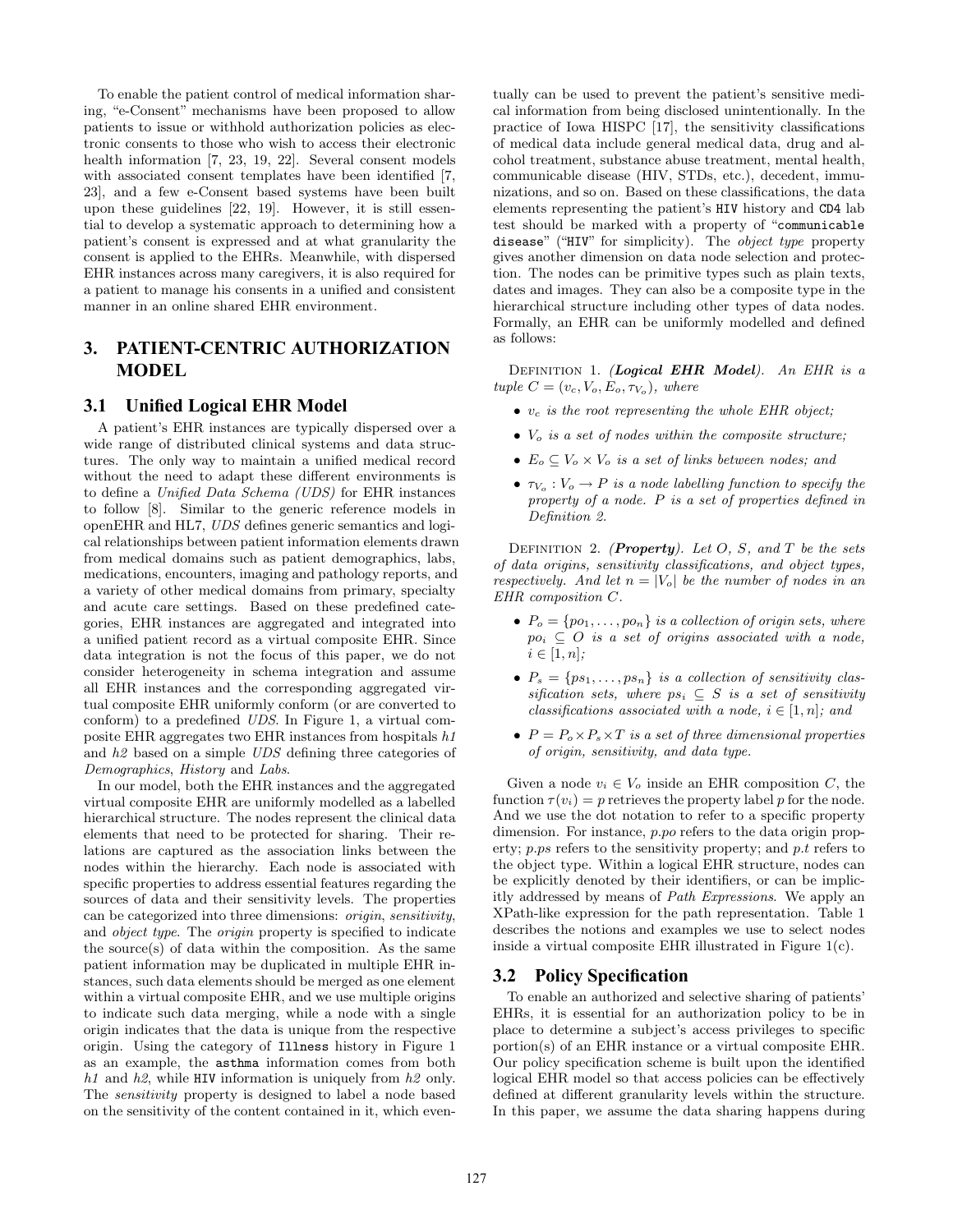To enable the patient control of medical information sharing, "e-Consent" mechanisms have been proposed to allow patients to issue or withhold authorization policies as electronic consents to those who wish to access their electronic health information [7, 23, 19, 22]. Several consent models with associated consent templates have been identified [7, 23], and a few e-Consent based systems have been built upon these guidelines [22, 19]. However, it is still essential to develop a systematic approach to determining how a patient's consent is expressed and at what granularity the consent is applied to the EHRs. Meanwhile, with dispersed EHR instances across many caregivers, it is also required for a patient to manage his consents in a unified and consistent manner in an online shared EHR environment.

## 3. PATIENT-CENTRIC AUTHORIZATION MODEL

### 3.1 Unified Logical EHR Model

A patient's EHR instances are typically dispersed over a wide range of distributed clinical systems and data structures. The only way to maintain a unified medical record without the need to adapt these different environments is to define a *Unified Data Schema (UDS)* for EHR instances to follow [8]. Similar to the generic reference models in openEHR and HL7, *UDS* defines generic semantics and logical relationships between patient information elements drawn from medical domains such as patient demographics, labs, medications, encounters, imaging and pathology reports, and a variety of other medical domains from primary, specialty and acute care settings. Based on these predefined categories, EHR instances are aggregated and integrated into a unified patient record as a virtual composite EHR. Since data integration is not the focus of this paper, we do not consider heterogeneity in schema integration and assume all EHR instances and the corresponding aggregated virtual composite EHR uniformly conform (or are converted to conform) to a predefined *UDS*. In Figure 1, a virtual composite EHR aggregates two EHR instances from hospitals *h1* and *h2* based on a simple *UDS* defining three categories of *Demographics*, *History* and *Labs*.

In our model, both the EHR instances and the aggregated virtual composite EHR are uniformly modelled as a labelled hierarchical structure. The nodes represent the clinical data elements that need to be protected for sharing. Their relations are captured as the association links between the nodes within the hierarchy. Each node is associated with specific properties to address essential features regarding the sources of data and their sensitivity levels. The properties can be categorized into three dimensions: *origin*, *sensitivity*, and *object type*. The *origin* property is specified to indicate the source(s) of data within the composition. As the same patient information may be duplicated in multiple EHR instances, such data elements should be merged as one element within a virtual composite EHR, and we use multiple origins to indicate such data merging, while a node with a single origin indicates that the data is unique from the respective origin. Using the category of `Illness` history in Figure 1 as an example, the `asthma` information comes from both *h1* and *h2*, while `HIV` information is uniquely from *h2* only. The *sensitivity* property is designed to label a node based on the sensitivity of the content contained in it, which eventually can be used to prevent the patient's sensitive medical information from being disclosed unintentionally. In the practice of Iowa HISPC [17], the sensitivity classifications of medical data include general medical data, drug and alcohol treatment, substance abuse treatment, mental health, communicable disease (HIV, STDs, etc.), decedent, immunizations, and so on. Based on these classifications, the data elements representing the patient's `HIV` history and `CD4` lab test should be marked with a property of "`communicable disease`" ("`HIV`" for simplicity). The *object type* property gives another dimension on data node selection and protection. The nodes can be primitive types such as plain texts, dates and images. They can also be a composite type in the hierarchical structure including other types of data nodes. Formally, an EHR can be uniformly modelled and defined as follows:

Definition 1. ***(Logical EHR Model)****. An EHR is a tuple $C = (v_c, V_o, E_o, \tau_{V_o})$, where*

- *$v_c$ is the root representing the whole EHR object;*
- *$V_o$ is a set of nodes within the composite structure;*
- *$E_o \subseteq V_o \times V_o$ is a set of links between nodes; and*
- *$\tau_{V_o} : V_o \rightarrow P$ is a node labelling function to specify the property of a node. $P$ is a set of properties defined in Definition 2.*

Definition 2. ***(Property)****. Let $O$, $S$, and $T$ be the sets of data origins, sensitivity classifications, and object types, respectively. And let $n = |V_o|$ be the number of nodes in an EHR composition $C$.*

- *$P_o = \{po_1, \ldots, po_n\}$ is a collection of origin sets, where $po_i \subseteq O$ is a set of origins associated with a node, $i \in [1, n]$;*
- *$P_s = \{ps_1, \ldots, ps_n\}$ is a collection of sensitivity classification sets, where $ps_i \subseteq S$ is a set of sensitivity classifications associated with a node, $i \in [1, n]$; and*
- *$P = P_o \times P_s \times T$ is a set of three dimensional properties of origin, sensitivity, and data type.*

Given a node $v_i \in V_o$ inside an EHR composition $C$, the function $\tau(v_i) = p$ retrieves the property label $p$ for the node. And we use the dot notation to refer to a specific property dimension. For instance, *p.po* refers to the data origin property; *p.ps* refers to the sensitivity property; and *p.t* refers to the object type. Within a logical EHR structure, nodes can be explicitly denoted by their identifiers, or can be implicitly addressed by means of *Path Expressions*. We apply an XPath-like expression for the path representation. Table 1 describes the notions and examples we use to select nodes inside a virtual composite EHR illustrated in Figure 1(c).

### 3.2 Policy Specification

To enable an authorized and selective sharing of patients' EHRs, it is essential for an authorization policy to be in place to determine a subject's access privileges to specific portion(s) of an EHR instance or a virtual composite EHR. Our policy specification scheme is built upon the identified logical EHR model so that access policies can be effectively defined at different granularity levels within the structure. In this paper, we assume the data sharing happens during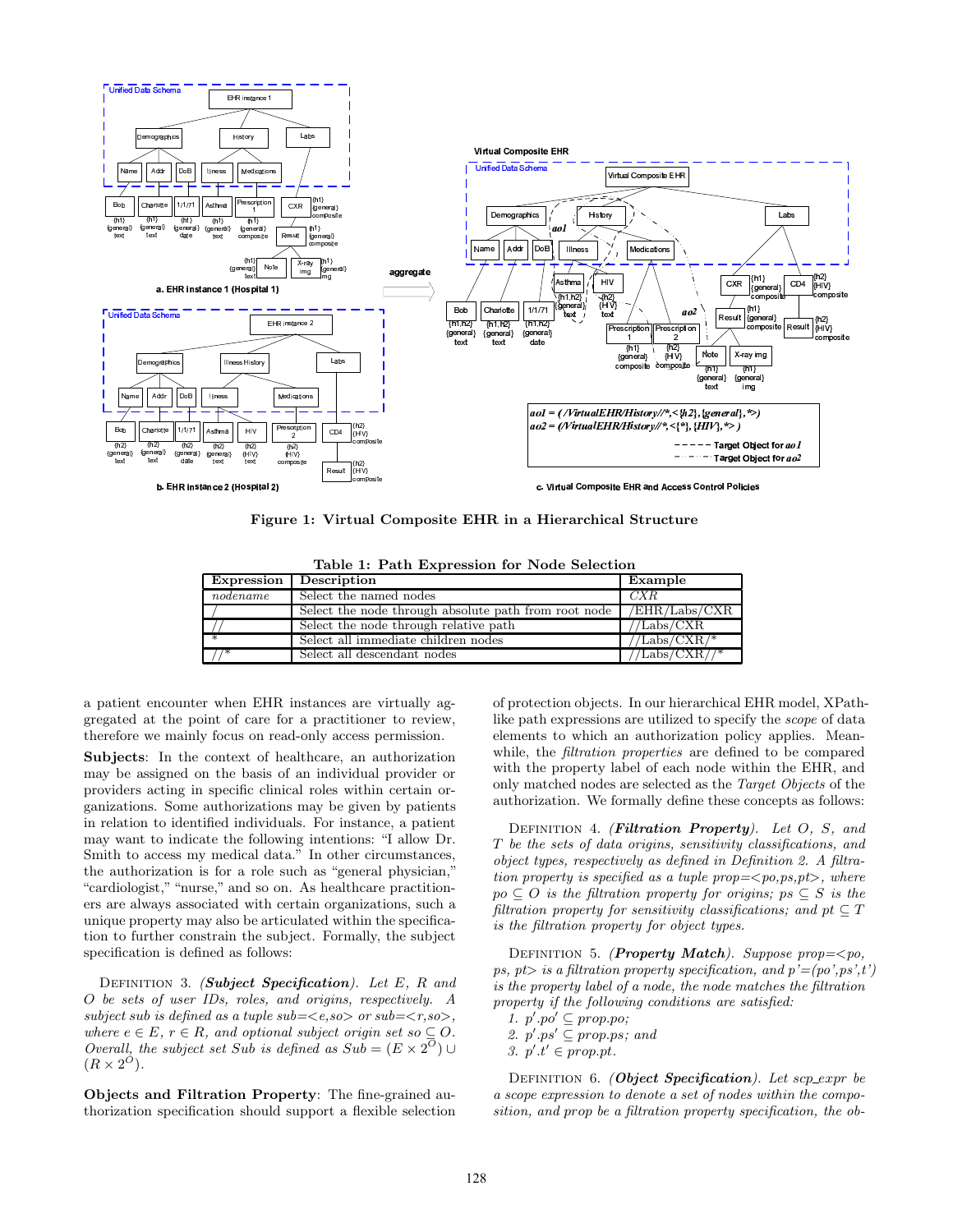Figure 1: Virtual Composite EHR in a Hierarchical Structure

Table 1: Path Expression for Node Selection

| Expression | Description | Example |
|---|---|---|
| *nodename* | Select the named nodes | *CXR* |
| / | Select the node through absolute path from root node | /EHR/Labs/CXR |
| // | Select the node through relative path | //Labs/CXR |
| * | Select all immediate children nodes | //Labs/CXR/* |
| //* | Select all descendant nodes | //Labs/CXR//* |

a patient encounter when EHR instances are virtually aggregated at the point of care for a practitioner to review, therefore we mainly focus on read-only access permission.

**Subjects**: In the context of healthcare, an authorization may be assigned on the basis of an individual provider or providers acting in specific clinical roles within certain organizations. Some authorizations may be given by patients in relation to identified individuals. For instance, a patient may want to indicate the following intentions: "I allow Dr. Smith to access my medical data." In other circumstances, the authorization is for a role such as "general physician," "cardiologist," "nurse," and so on. As healthcare practitioners are always associated with certain organizations, such a unique property may also be articulated within the specification to further constrain the subject. Formally, the subject specification is defined as follows:

DEFINITION 3. ***(Subject Specification)***. *Let $E$, $R$ and $O$ be sets of user IDs, roles, and origins, respectively. A subject sub is defined as a tuple sub=$<e,so>$ or sub=$<r,so>$, where $e \in E$, $r \in R$, and optional subject origin set $so \subseteq O$. Overall, the subject set Sub is defined as $Sub = (E \times 2^O) \cup (R \times 2^O)$.*

**Objects and Filtration Property**: The fine-grained authorization specification should support a flexible selection of protection objects. In our hierarchical EHR model, XPath-like path expressions are utilized to specify the *scope* of data elements to which an authorization policy applies. Meanwhile, the *filtration properties* are defined to be compared with the property label of each node within the EHR, and only matched nodes are selected as the *Target Objects* of the authorization. We formally define these concepts as follows:

DEFINITION 4. ***(Filtration Property)***. *Let $O$, $S$, and $T$ be the sets of data origins, sensitivity classifications, and object types, respectively as defined in Definition 2. A filtration property is specified as a tuple prop=$<po,ps,pt>$, where $po \subseteq O$ is the filtration property for origins; $ps \subseteq S$ is the filtration property for sensitivity classifications; and $pt \subseteq T$ is the filtration property for object types.*

DEFINITION 5. ***(Property Match)***. *Suppose prop=$<po, ps, pt>$ is a filtration property specification, and $p'=(po',ps',t')$ is the property label of a node, the node matches the filtration property if the following conditions are satisfied:*

1. *$p'.po' \subseteq prop.po$;*
2. *$p'.ps' \subseteq prop.ps$; and*
3. *$p'.t' \in prop.pt$.*

DEFINITION 6. ***(Object Specification)***. *Let scp_expr be a scope expression to denote a set of nodes within the composition, and prop be a filtration property specification, the ob-*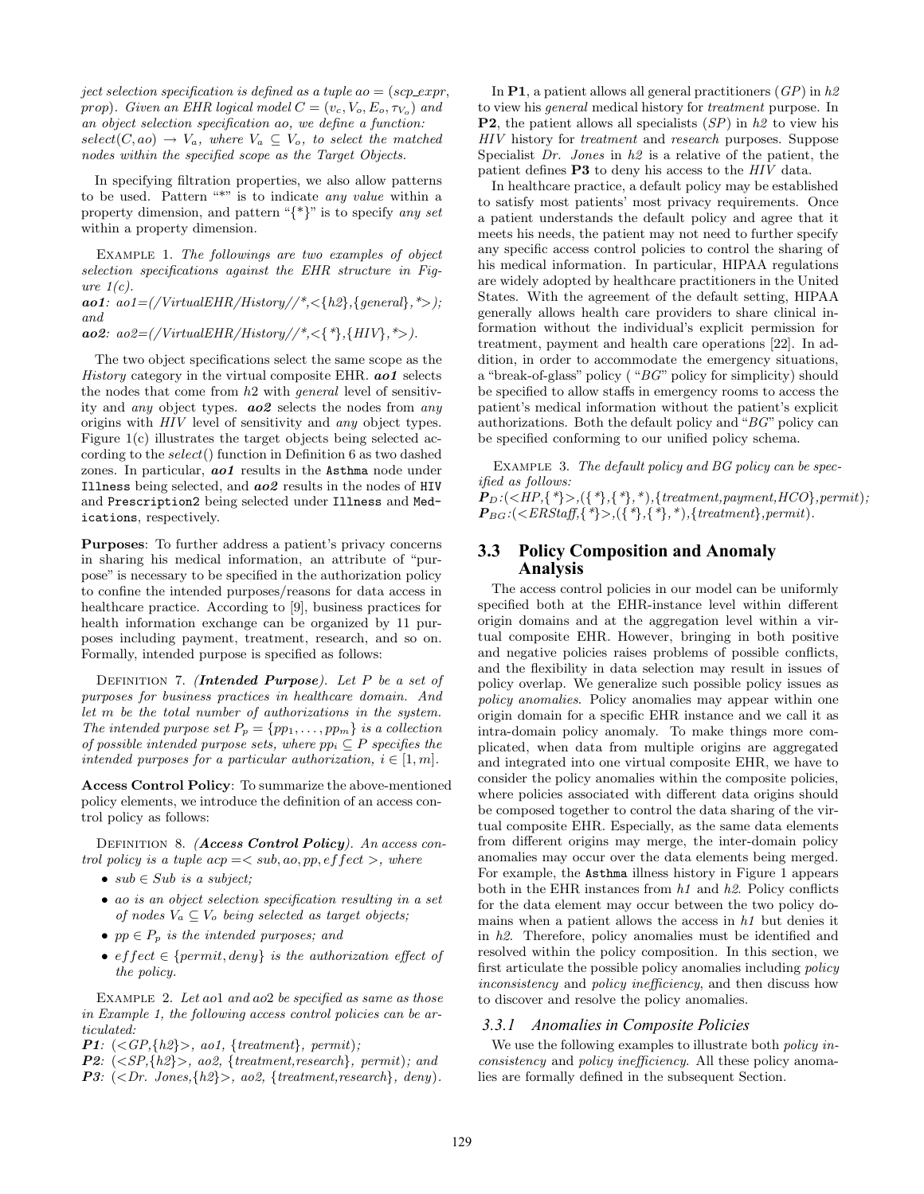*ject selection specification is defined as a tuple $ao = (scp\_expr, prop)$. Given an EHR logical model $C = (v_c, V_o, E_o, \tau_{V_o})$ and an object selection specification ao, we define a function: $select(C, ao) \rightarrow V_a$, where $V_a \subseteq V_o$, to select the matched nodes within the specified scope as the Target Objects.*

In specifying filtration properties, we also allow patterns to be used. Pattern "*" is to indicate *any value* within a property dimension, and pattern "{*}" is to specify *any set* within a property dimension.

Example 1. *The followings are two examples of object selection specifications against the EHR structure in Figure 1(c).*
***ao1**: ao1=(/VirtualEHR/History//*,<{h2},{general},*>); and*
***ao2**: ao2=(/VirtualEHR/History//*,<{*},{HIV},*>).*

The two object specifications select the same scope as the *History* category in the virtual composite EHR. ***ao1*** selects the nodes that come from *h2* with *general* level of sensitivity and *any* object types. ***ao2*** selects the nodes from *any* origins with *HIV* level of sensitivity and *any* object types. Figure 1(c) illustrates the target objects being selected according to the *select*() function in Definition 6 as two dashed zones. In particular, ***ao1*** results in the `Asthma` node under `Illness` being selected, and ***ao2*** results in the nodes of `HIV` and `Prescription2` being selected under `Illness` and `Medications`, respectively.

**Purposes**: To further address a patient's privacy concerns in sharing his medical information, an attribute of "purpose" is necessary to be specified in the authorization policy to confine the intended purposes/reasons for data access in healthcare practice. According to [9], business practices for health information exchange can be organized by 11 purposes including payment, treatment, research, and so on. Formally, intended purpose is specified as follows:

Definition 7. ***(Intended Purpose)**. Let P be a set of purposes for business practices in healthcare domain. And let m be the total number of authorizations in the system. The intended purpose set $P_p = \{pp_1, \ldots, pp_m\}$ is a collection of possible intended purpose sets, where $pp_i \subseteq P$ specifies the intended purposes for a particular authorization, $i \in [1, m]$.*

**Access Control Policy**: To summarize the above-mentioned policy elements, we introduce the definition of an access control policy as follows:

Definition 8. ***(Access Control Policy)**. An access control policy is a tuple $acp =< sub, ao, pp, effect >$, where*

- *$sub \in Sub$ is a subject;*
- *ao is an object selection specification resulting in a set of nodes $V_a \subseteq V_o$ being selected as target objects;*
- *$pp \in P_p$ is the intended purposes; and*
- *$effect \in \{permit, deny\}$ is the authorization effect of the policy.*

Example 2. *Let ao1 and ao2 be specified as same as those in Example 1, the following access control policies can be articulated:*
***P1**: (<GP,{h2}>, ao1, {treatment}, permit);*
***P2**: (<SP,{h2}>, ao2, {treatment,research}, permit); and*
***P3**: (<Dr. Jones,{h2}>, ao2, {treatment,research}, deny).*

In **P1**, a patient allows all general practitioners (*GP*) in *h2* to view his *general* medical history for *treatment* purpose. In **P2**, the patient allows all specialists (*SP*) in *h2* to view his *HIV* history for *treatment* and *research* purposes. Suppose Specialist *Dr. Jones* in *h2* is a relative of the patient, the patient defines **P3** to deny his access to the *HIV* data.

In healthcare practice, a default policy may be established to satisfy most patients' most privacy requirements. Once a patient understands the default policy and agree that it meets his needs, the patient may not need to further specify any specific access control policies to control the sharing of his medical information. In particular, HIPAA regulations are widely adopted by healthcare practitioners in the United States. With the agreement of the default setting, HIPAA generally allows health care providers to share clinical information without the individual's explicit permission for treatment, payment and health care operations [22]. In addition, in order to accommodate the emergency situations, a "break-of-glass" policy ( "*BG*" policy for simplicity) should be specified to allow staffs in emergency rooms to access the patient's medical information without the patient's explicit authorizations. Both the default policy and "*BG*" policy can be specified conforming to our unified policy schema.

Example 3. *The default policy and BG policy can be specified as follows:*
*$\boldsymbol{P}_D$:(<HP,{*}>,({*},{*},*),{treatment,payment,HCO},permit);*
*$\boldsymbol{P}_{BG}$:(<ERStaff,{*}>,({*},{*},*),{treatment},permit).*

## 3.3 Policy Composition and Anomaly Analysis

The access control policies in our model can be uniformly specified both at the EHR-instance level within different origin domains and at the aggregation level within a virtual composite EHR. However, bringing in both positive and negative policies raises problems of possible conflicts, and the flexibility in data selection may result in issues of policy overlap. We generalize such possible policy issues as *policy anomalies*. Policy anomalies may appear within one origin domain for a specific EHR instance and we call it as intra-domain policy anomaly. To make things more complicated, when data from multiple origins are aggregated and integrated into one virtual composite EHR, we have to consider the policy anomalies within the composite policies, where policies associated with different data origins should be composed together to control the data sharing of the virtual composite EHR. Especially, as the same data elements from different origins may merge, the inter-domain policy anomalies may occur over the data elements being merged. For example, the `Asthma` illness history in Figure 1 appears both in the EHR instances from *h1* and *h2*. Policy conflicts for the data element may occur between the two policy domains when a patient allows the access in *h1* but denies it in *h2*. Therefore, policy anomalies must be identified and resolved within the policy composition. In this section, we first articulate the possible policy anomalies including *policy inconsistency* and *policy inefficiency*, and then discuss how to discover and resolve the policy anomalies.

### 3.3.1 Anomalies in Composite Policies

We use the following examples to illustrate both *policy inconsistency* and *policy inefficiency*. All these policy anomalies are formally defined in the subsequent Section.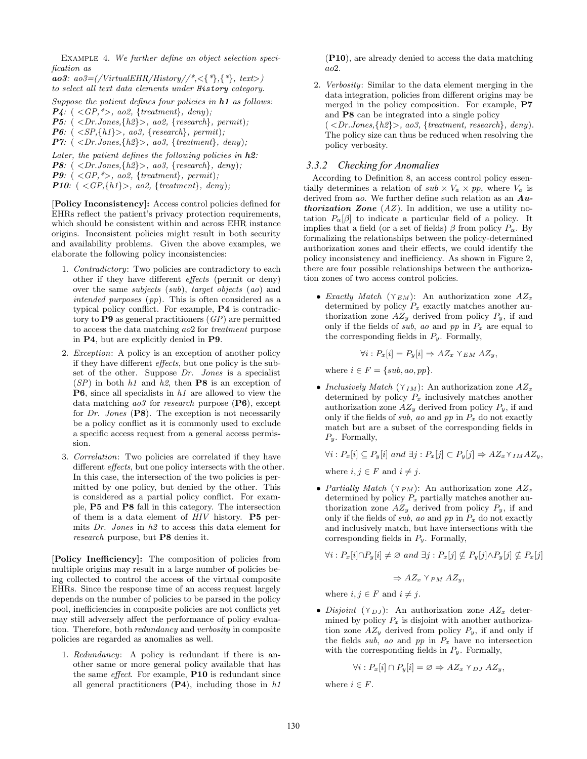EXAMPLE 4. *We further define an object selection specification as*

***ao3****: ao3=(/VirtualEHR/History//\*,<{\*},{\*}, text>)* *to select all text data elements under* **History** *category.*

*Suppose the patient defines four policies in* ***h1*** *as follows:*

***P4****: ( <GP,\*>, ao2, {treatment}, deny);*

***P5****: ( <Dr.Jones,{h2}>, ao2, {research}, permit);*

***P6****: ( <SP,{h1}>, ao3, {research}, permit);*

***P7****: ( <Dr.Jones,{h2}>, ao3, {treatment}, deny);*

*Later, the patient defines the following policies in* ***h2****:*

***P8****: ( <Dr.Jones,{h2}>, ao3, {research}, deny);*

***P9****: ( <GP,\*>, ao2, {treatment}, permit);*

***P10****: ( <GP,{h1}>, ao2, {treatment}, deny);*

**[Policy Inconsistency]:** Access control policies defined for EHRs reflect the patient's privacy protection requirements, which should be consistent within and across EHR instance origins. Inconsistent policies might result in both security and availability problems. Given the above examples, we elaborate the following policy inconsistencies:

1. *Contradictory*: Two policies are contradictory to each other if they have different *effects* (permit or deny) over the same *subjects* (*sub*), *target objects* (*ao*) and *intended purposes* (*pp*). This is often considered as a typical policy conflict. For example, **P4** is contradictory to **P9** as general practitioners (*GP*) are permitted to access the data matching *ao*2 for *treatment* purpose in **P4**, but are explicitly denied in **P9**.
2. *Exception*: A policy is an exception of another policy if they have different *effects*, but one policy is the subset of the other. Suppose *Dr. Jones* is a specialist (*SP*) in both *h1* and *h2*, then **P8** is an exception of **P6**, since all specialists in *h1* are allowed to view the data matching *ao3* for *research* purpose (**P6**), except for *Dr. Jones* (**P8**). The exception is not necessarily be a policy conflict as it is commonly used to exclude a specific access request from a general access permission.
3. *Correlation*: Two policies are correlated if they have different *effects*, but one policy intersects with the other. In this case, the intersection of the two policies is permitted by one policy, but denied by the other. This is considered as a partial policy conflict. For example, **P5** and **P8** fall in this category. The intersection of them is a data element of *HIV* history. **P5** permits *Dr. Jones* in *h2* to access this data element for *research* purpose, but **P8** denies it.

**[Policy Inefficiency]:** The composition of policies from multiple origins may result in a large number of policies being collected to control the access of the virtual composite EHRs. Since the response time of an access request largely depends on the number of policies to be parsed in the policy pool, inefficiencies in composite policies are not conflicts yet may still adversely affect the performance of policy evaluation. Therefore, both *redundancy* and *verbosity* in composite policies are regarded as anomalies as well.

1. *Redundancy*: A policy is redundant if there is another same or more general policy available that has the same *effect*. For example, **P10** is redundant since all general practitioners (**P4**), including those in *h1* (**P10**), are already denied to access the data matching *ao*2.
2. *Verbosity*: Similar to the data element merging in the data integration, policies from different origins may be merged in the policy composition. For example, **P7** and **P8** can be integrated into a single policy ( *<Dr.Jones,{h2}>, ao3, {treatment, research}, deny*). The policy size can thus be reduced when resolving the policy verbosity.

### 3.3.2 Checking for Anomalies

According to Definition 8, an access control policy essentially determines a relation of $sub \times V_a \times pp$, where $V_a$ is derived from *ao*. We further define such relation as an ***Authorization Zone*** (*AZ*). In addition, we use a utility notation $P_\alpha[\beta]$ to indicate a particular field of a policy. It implies that a field (or a set of fields) $\beta$ from policy $P_\alpha$. By formalizing the relationships between the policy-determined authorization zones and their effects, we could identify the policy inconsistency and inefficiency. As shown in Figure 2, there are four possible relationships between the authorization zones of two access control policies.

- *Exactly Match* ($\curlyvee_{EM}$): An authorization zone $AZ_x$ determined by policy $P_x$ exactly matches another authorization zone $AZ_y$ derived from policy $P_y$, if and only if the fields of *sub*, *ao* and *pp* in $P_x$ are equal to the corresponding fields in $P_y$. Formally,

$$\forall i : P_x[i] = P_y[i] \Rightarrow AZ_x \curlyvee_{EM} AZ_y,$$

where $i \in F = \{sub, ao, pp\}$.

- *Inclusively Match* ($\curlyvee_{IM}$): An authorization zone $AZ_x$ determined by policy $P_x$ inclusively matches another authorization zone $AZ_y$ derived from policy $P_y$, if and only if the fields of *sub*, *ao* and *pp* in $P_x$ do not exactly match but are a subset of the corresponding fields in $P_y$. Formally,

$$\forall i : P_x[i] \subseteq P_y[i] \text{ and } \exists j : P_x[j] \subset P_y[j] \Rightarrow AZ_x \curlyvee_{IM} AZ_y,$$

where $i, j \in F$ and $i \neq j$.

- *Partially Match* ($\curlyvee_{PM}$): An authorization zone $AZ_x$ determined by policy $P_x$ partially matches another authorization zone $AZ_y$ derived from policy $P_y$, if and only if the fields of *sub*, *ao* and *pp* in $P_x$ do not exactly and inclusively match, but have intersections with the corresponding fields in $P_y$. Formally,

$$\forall i : P_x[i] \cap P_y[i] \neq \varnothing \text{ and } \exists j : P_x[j] \nsubseteq P_y[j] \wedge P_y[j] \nsubseteq P_x[j]$$

$$\Rightarrow AZ_x \curlyvee_{PM} AZ_y,$$

where $i, j \in F$ and $i \neq j$.

- *Disjoint* ($\curlyvee_{DJ}$): An authorization zone $AZ_x$ determined by policy $P_x$ is disjoint with another authorization zone $AZ_y$ derived from policy $P_y$, if and only if the fields *sub*, *ao* and *pp* in $P_x$ have no intersection with the corresponding fields in $P_y$. Formally,

$$\forall i : P_x[i] \cap P_y[i] = \varnothing \Rightarrow AZ_x \curlyvee_{DJ} AZ_y,$$

where $i \in F$.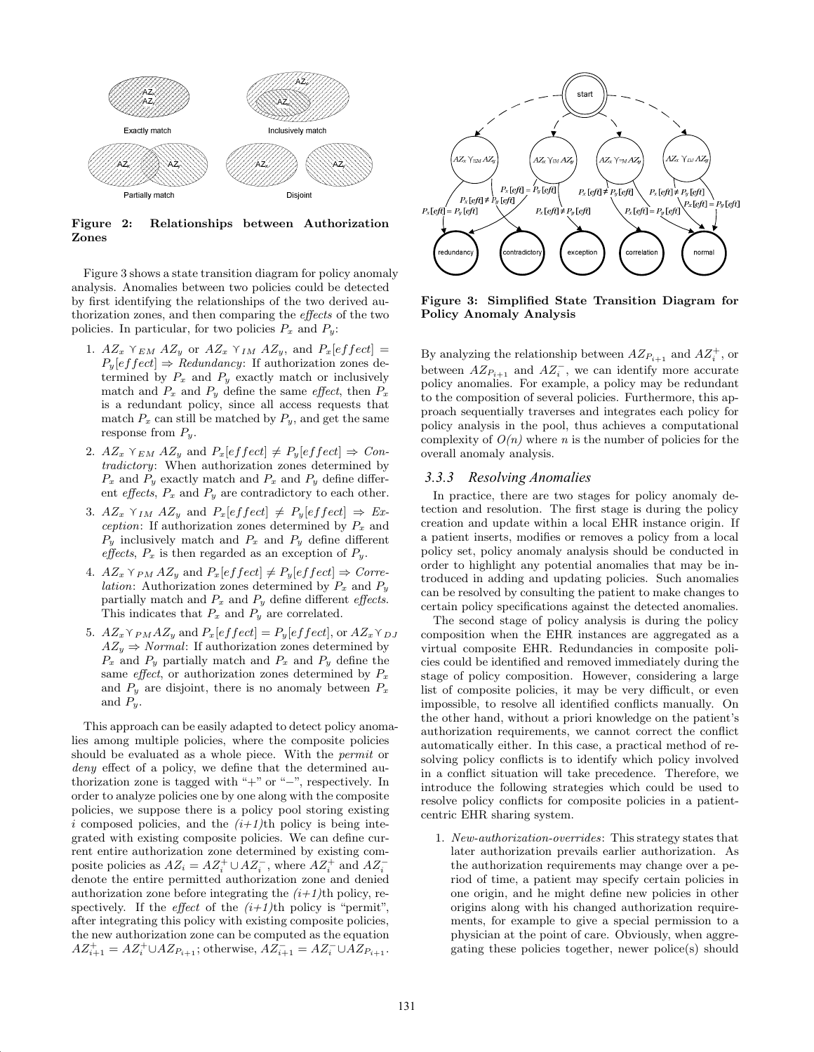Figure 2: Relationships between Authorization Zones

Figure 3 shows a state transition diagram for policy anomaly analysis. Anomalies between two policies could be detected by first identifying the relationships of the two derived authorization zones, and then comparing the *effects* of the two policies. In particular, for two policies $P_x$ and $P_y$:

1. $AZ_x \curlyvee_{EM} AZ_y$ or $AZ_x \curlyvee_{IM} AZ_y$, and $P_x[effect] = P_y[effect] \Rightarrow$ *Redundancy*: If authorization zones determined by $P_x$ and $P_y$ exactly match or inclusively match and $P_x$ and $P_y$ define the same *effect*, then $P_x$ is a redundant policy, since all access requests that match $P_x$ can still be matched by $P_y$, and get the same response from $P_y$.
2. $AZ_x \curlyvee_{EM} AZ_y$ and $P_x[effect] \neq P_y[effect] \Rightarrow$ *Contradictory*: When authorization zones determined by $P_x$ and $P_y$ exactly match and $P_x$ and $P_y$ define different *effects*, $P_x$ and $P_y$ are contradictory to each other.
3. $AZ_x \curlyvee_{IM} AZ_y$ and $P_x[effect] \neq P_y[effect] \Rightarrow$ *Exception*: If authorization zones determined by $P_x$ and $P_y$ inclusively match and $P_x$ and $P_y$ define different *effects*, $P_x$ is then regarded as an exception of $P_y$.
4. $AZ_x \curlyvee_{PM} AZ_y$ and $P_x[effect] \neq P_y[effect] \Rightarrow$ *Correlation*: Authorization zones determined by $P_x$ and $P_y$ partially match and $P_x$ and $P_y$ define different *effects*. This indicates that $P_x$ and $P_y$ are correlated.
5. $AZ_x \curlyvee_{PM} AZ_y$ and $P_x[effect] = P_y[effect]$, or $AZ_x \curlyvee_{DJ} AZ_y \Rightarrow$ *Normal*: If authorization zones determined by $P_x$ and $P_y$ partially match and $P_x$ and $P_y$ define the same *effect*, or authorization zones determined by $P_x$ and $P_y$ are disjoint, there is no anomaly between $P_x$ and $P_y$.

This approach can be easily adapted to detect policy anomalies among multiple policies, where the composite policies should be evaluated as a whole piece. With the *permit* or *deny* effect of a policy, we define that the determined authorization zone is tagged with "+" or "−", respectively. In order to analyze policies one by one along with the composite policies, we suppose there is a policy pool storing existing $i$ composed policies, and the *(i+1)*th policy is being integrated with existing composite policies. We can define current entire authorization zone determined by existing composite policies as $AZ_i = AZ_i^+ \cup AZ_i^-$, where $AZ_i^+$ and $AZ_i^-$ denote the entire permitted authorization zone and denied authorization zone before integrating the *(i+1)*th policy, respectively. If the *effect* of the *(i+1)*th policy is "permit", after integrating this policy with existing composite policies, the new authorization zone can be computed as the equation $AZ_{i+1}^+ = AZ_i^+ \cup AZ_{P_{i+1}}$; otherwise, $AZ_{i+1}^- = AZ_i^- \cup AZ_{P_{i+1}}$.

Figure 3: Simplified State Transition Diagram for Policy Anomaly Analysis

By analyzing the relationship between $AZ_{P_{i+1}}$ and $AZ_i^+$, or between $AZ_{P_{i+1}}$ and $AZ_i^-$, we can identify more accurate policy anomalies. For example, a policy may be redundant to the composition of several policies. Furthermore, this approach sequentially traverses and integrates each policy for policy analysis in the pool, thus achieves a computational complexity of $O(n)$ where $n$ is the number of policies for the overall anomaly analysis.

### 3.3.3 Resolving Anomalies

In practice, there are two stages for policy anomaly detection and resolution. The first stage is during the policy creation and update within a local EHR instance origin. If a patient inserts, modifies or removes a policy from a local policy set, policy anomaly analysis should be conducted in order to highlight any potential anomalies that may be introduced in adding and updating policies. Such anomalies can be resolved by consulting the patient to make changes to certain policy specifications against the detected anomalies.

The second stage of policy analysis is during the policy composition when the EHR instances are aggregated as a virtual composite EHR. Redundancies in composite policies could be identified and removed immediately during the stage of policy composition. However, considering a large list of composite policies, it may be very difficult, or even impossible, to resolve all identified conflicts manually. On the other hand, without a priori knowledge on the patient's authorization requirements, we cannot correct the conflict automatically either. In this case, a practical method of resolving policy conflicts is to identify which policy involved in a conflict situation will take precedence. Therefore, we introduce the following strategies which could be used to resolve policy conflicts for composite policies in a patient-centric EHR sharing system.

1. *New-authorization-overrides*: This strategy states that later authorization prevails earlier authorization. As the authorization requirements may change over a period of time, a patient may specify certain policies in one origin, and he might define new policies in other origins along with his changed authorization requirements, for example to give a special permission to a physician at the point of care. Obviously, when aggregating these policies together, newer police(s) should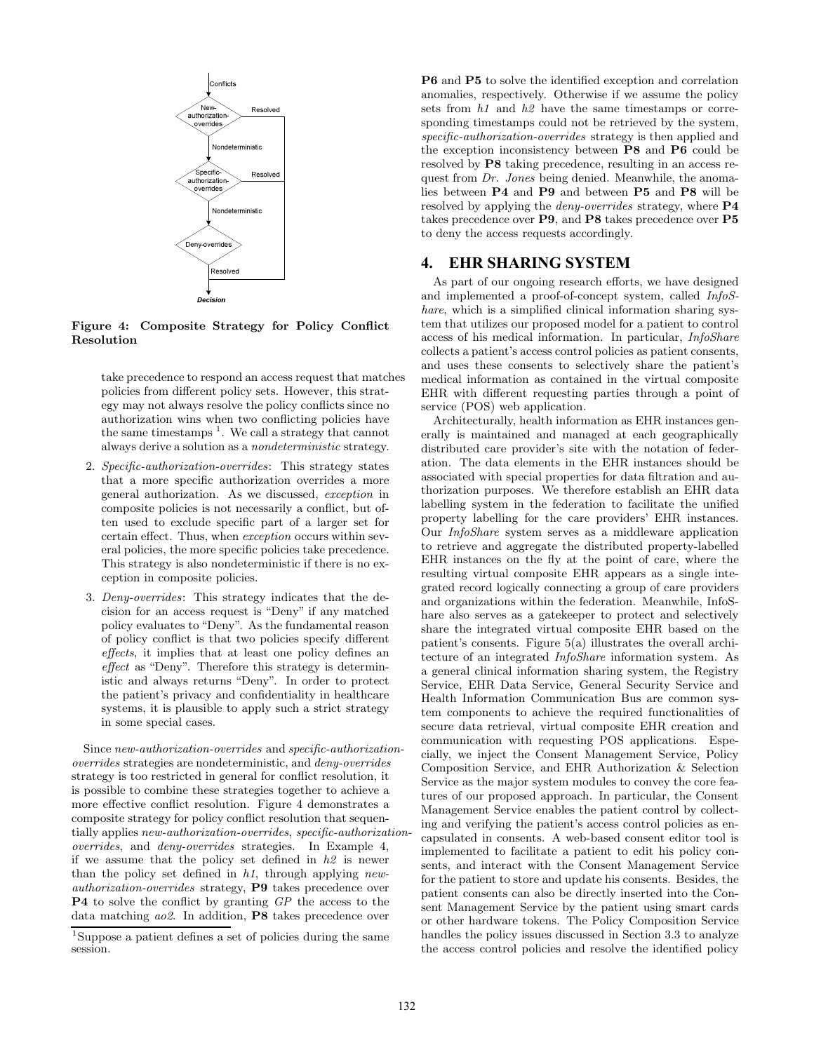Figure 4: Composite Strategy for Policy Conflict Resolution

take precedence to respond an access request that matches policies from different policy sets. However, this strategy may not always resolve the policy conflicts since no authorization wins when two conflicting policies have the same timestamps [1]. We call a strategy that cannot always derive a solution as a *nondeterministic* strategy.

2. *Specific-authorization-overrides*: This strategy states that a more specific authorization overrides a more general authorization. As we discussed, *exception* in composite policies is not necessarily a conflict, but often used to exclude specific part of a larger set for certain effect. Thus, when *exception* occurs within several policies, the more specific policies take precedence. This strategy is also nondeterministic if there is no exception in composite policies.

3. *Deny-overrides*: This strategy indicates that the decision for an access request is "Deny" if any matched policy evaluates to "Deny". As the fundamental reason of policy conflict is that two policies specify different *effects*, it implies that at least one policy defines an *effect* as "Deny". Therefore this strategy is deterministic and always returns "Deny". In order to protect the patient's privacy and confidentiality in healthcare systems, it is plausible to apply such a strict strategy in some special cases.

Since *new-authorization-overrides* and *specific-authorization-overrides* strategies are nondeterministic, and *deny-overrides* strategy is too restricted in general for conflict resolution, it is possible to combine these strategies together to achieve a more effective conflict resolution. Figure 4 demonstrates a composite strategy for policy conflict resolution that sequentially applies *new-authorization-overrides*, *specific-authorization-overrides*, and *deny-overrides* strategies. In Example 4, if we assume that the policy set defined in *h2* is newer than the policy set defined in *h1*, through applying *new-authorization-overrides* strategy, **P9** takes precedence over **P4** to solve the conflict by granting *GP* the access to the data matching *ao2*. In addition, **P8** takes precedence over **P6** and **P5** to solve the identified exception and correlation anomalies, respectively. Otherwise if we assume the policy sets from *h1* and *h2* have the same timestamps or corresponding timestamps could not be retrieved by the system, *specific-authorization-overrides* strategy is then applied and the exception inconsistency between **P8** and **P6** could be resolved by **P8** taking precedence, resulting in an access request from *Dr. Jones* being denied. Meanwhile, the anomalies between **P4** and **P9** and between **P5** and **P8** will be resolved by applying the *deny-overrides* strategy, where **P4** takes precedence over **P9**, and **P8** takes precedence over **P5** to deny the access requests accordingly.

[1] Suppose a patient defines a set of policies during the same session.

## 4. EHR SHARING SYSTEM

As part of our ongoing research efforts, we have designed and implemented a proof-of-concept system, called *InfoShare*, which is a simplified clinical information sharing system that utilizes our proposed model for a patient to control access of his medical information. In particular, *InfoShare* collects a patient's access control policies as patient consents, and uses these consents to selectively share the patient's medical information as contained in the virtual composite EHR with different requesting parties through a point of service (POS) web application.

Architecturally, health information as EHR instances generally is maintained and managed at each geographically distributed care provider's site with the notation of federation. The data elements in the EHR instances should be associated with special properties for data filtration and authorization purposes. We therefore establish an EHR data labelling system in the federation to facilitate the unified property labelling for the care providers' EHR instances. Our *InfoShare* system serves as a middleware application to retrieve and aggregate the distributed property-labelled EHR instances on the fly at the point of care, where the resulting virtual composite EHR appears as a single integrated record logically connecting a group of care providers and organizations within the federation. Meanwhile, InfoShare also serves as a gatekeeper to protect and selectively share the integrated virtual composite EHR based on the patient's consents. Figure 5(a) illustrates the overall architecture of an integrated *InfoShare* information system. As a general clinical information sharing system, the Registry Service, EHR Data Service, General Security Service and Health Information Communication Bus are common system components to achieve the required functionalities of secure data retrieval, virtual composite EHR creation and communication with requesting POS applications. Especially, we inject the Consent Management Service, Policy Composition Service, and EHR Authorization & Selection Service as the major system modules to convey the core features of our proposed approach. In particular, the Consent Management Service enables the patient control by collecting and verifying the patient's access control policies as encapsulated in consents. A web-based consent editor tool is implemented to facilitate a patient to edit his policy consents, and interact with the Consent Management Service for the patient to store and update his consents. Besides, the patient consents can also be directly inserted into the Consent Management Service by the patient using smart cards or other hardware tokens. The Policy Composition Service handles the policy issues discussed in Section 3.3 to analyze the access control policies and resolve the identified policy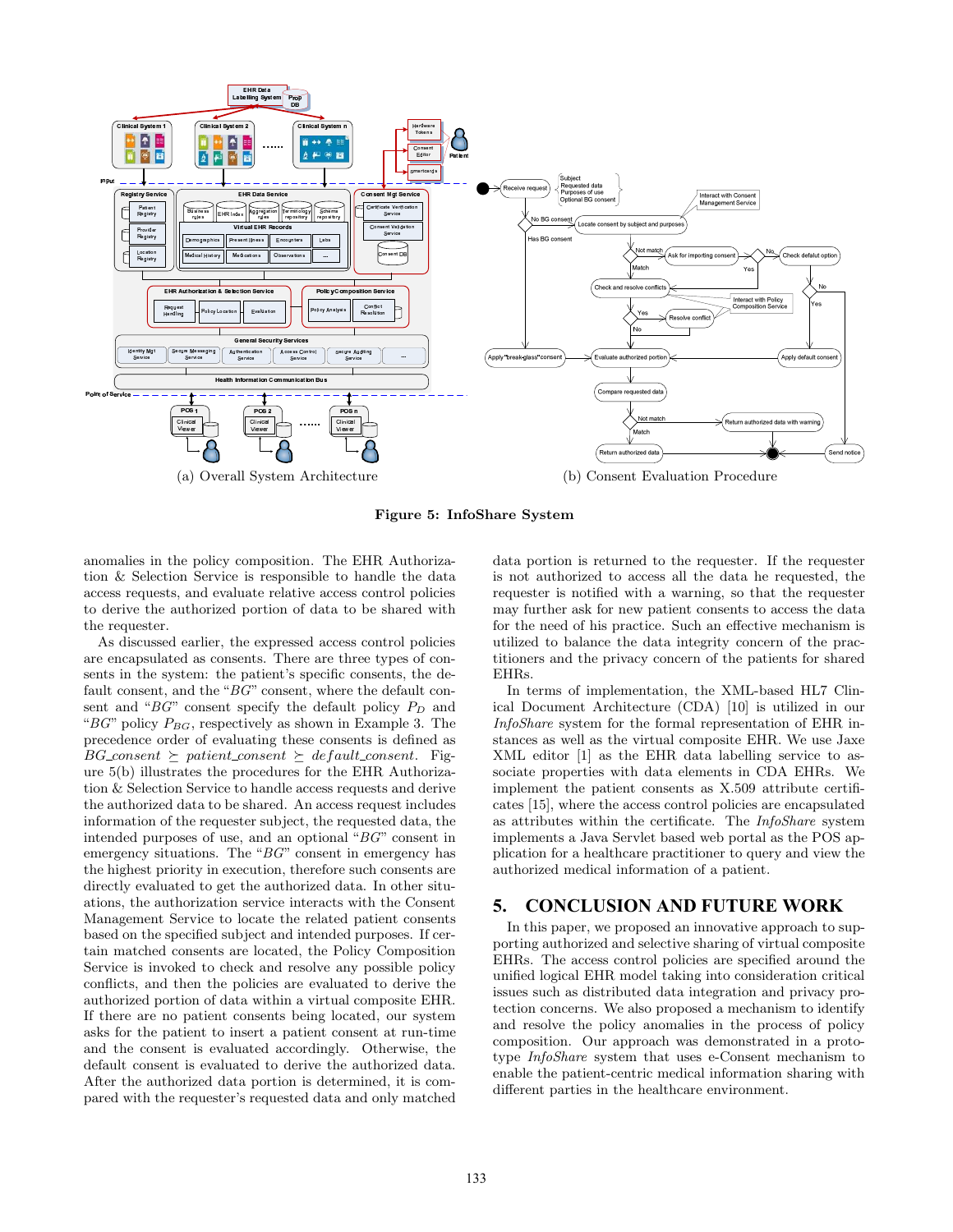(a) Overall System Architecture

(b) Consent Evaluation Procedure

**Figure 5: InfoShare System**

anomalies in the policy composition. The EHR Authorization & Selection Service is responsible to handle the data access requests, and evaluate relative access control policies to derive the authorized portion of data to be shared with the requester.

As discussed earlier, the expressed access control policies are encapsulated as consents. There are three types of consents in the system: the patient's specific consents, the default consent, and the "*BG*" consent, where the default consent and "*BG*" consent specify the default policy $P_D$ and "*BG*" policy $P_{BG}$, respectively as shown in Example 3. The precedence order of evaluating these consents is defined as $BG\_consent \succeq patient\_consent \succeq default\_consent$. Figure 5(b) illustrates the procedures for the EHR Authorization & Selection Service to handle access requests and derive the authorized data to be shared. An access request includes information of the requester subject, the requested data, the intended purposes of use, and an optional "*BG*" consent in emergency situations. The "*BG*" consent in emergency has the highest priority in execution, therefore such consents are directly evaluated to get the authorized data. In other situations, the authorization service interacts with the Consent Management Service to locate the related patient consents based on the specified subject and intended purposes. If certain matched consents are located, the Policy Composition Service is invoked to check and resolve any possible policy conflicts, and then the policies are evaluated to derive the authorized portion of data within a virtual composite EHR. If there are no patient consents being located, our system asks for the patient to insert a patient consent at run-time and the consent is evaluated accordingly. Otherwise, the default consent is evaluated to derive the authorized data. After the authorized data portion is determined, it is compared with the requester's requested data and only matched data portion is returned to the requester. If the requester is not authorized to access all the data he requested, the requester is notified with a warning, so that the requester may further ask for new patient consents to access the data for the need of his practice. Such an effective mechanism is utilized to balance the data integrity concern of the practitioners and the privacy concern of the patients for shared EHRs.

In terms of implementation, the XML-based HL7 Clinical Document Architecture (CDA) [10] is utilized in our *InfoShare* system for the formal representation of EHR instances as well as the virtual composite EHR. We use Jaxe XML editor [1] as the EHR data labelling service to associate properties with data elements in CDA EHRs. We implement the patient consents as X.509 attribute certificates [15], where the access control policies are encapsulated as attributes within the certificate. The *InfoShare* system implements a Java Servlet based web portal as the POS application for a healthcare practitioner to query and view the authorized medical information of a patient.

## 5. CONCLUSION AND FUTURE WORK

In this paper, we proposed an innovative approach to supporting authorized and selective sharing of virtual composite EHRs. The access control policies are specified around the unified logical EHR model taking into consideration critical issues such as distributed data integration and privacy protection concerns. We also proposed a mechanism to identify and resolve the policy anomalies in the process of policy composition. Our approach was demonstrated in a prototype *InfoShare* system that uses e-Consent mechanism to enable the patient-centric medical information sharing with different parties in the healthcare environment.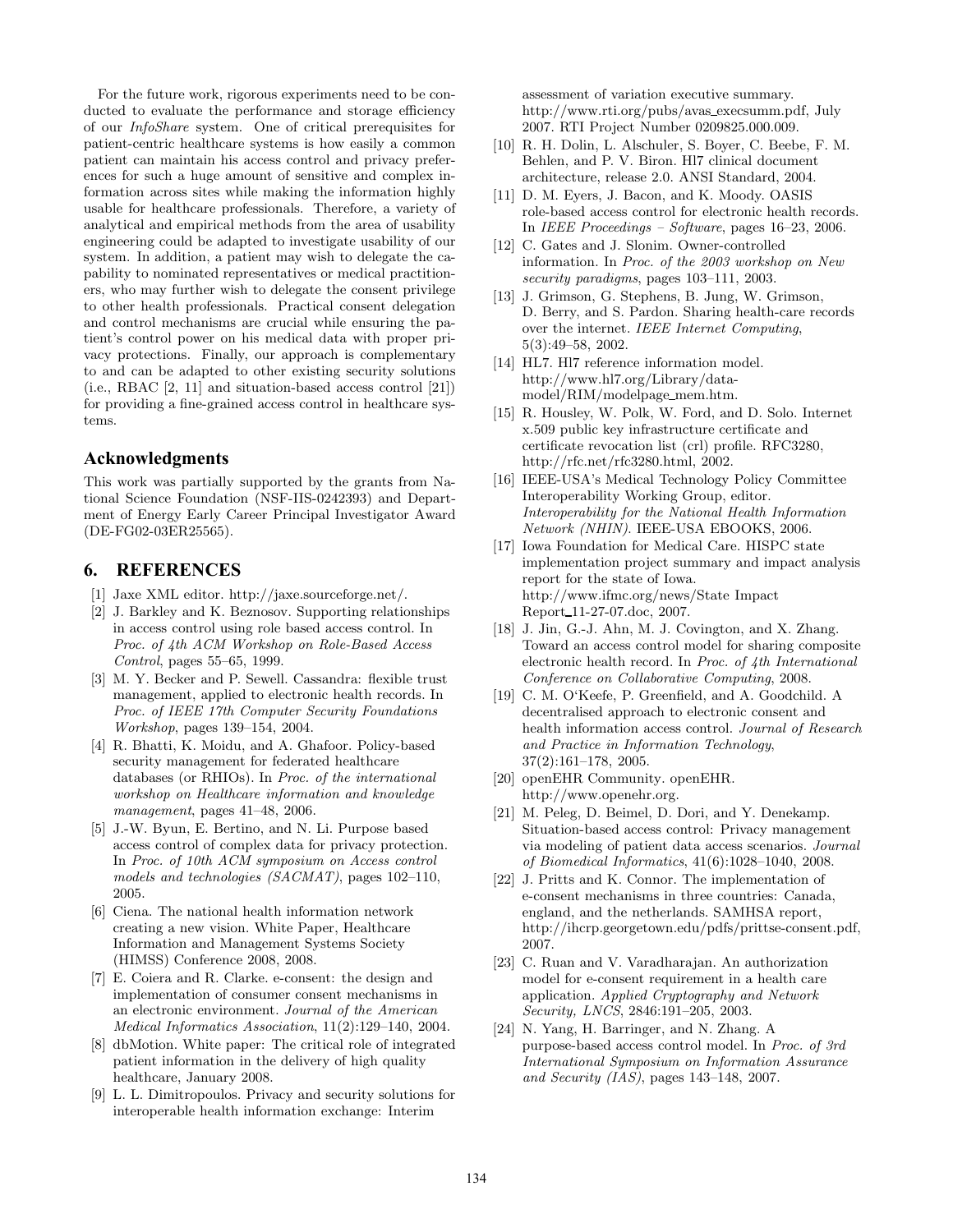For the future work, rigorous experiments need to be conducted to evaluate the performance and storage efficiency of our *InfoShare* system. One of critical prerequisites for patient-centric healthcare systems is how easily a common patient can maintain his access control and privacy preferences for such a huge amount of sensitive and complex information across sites while making the information highly usable for healthcare professionals. Therefore, a variety of analytical and empirical methods from the area of usability engineering could be adapted to investigate usability of our system. In addition, a patient may wish to delegate the capability to nominated representatives or medical practitioners, who may further wish to delegate the consent privilege to other health professionals. Practical consent delegation and control mechanisms are crucial while ensuring the patient's control power on his medical data with proper privacy protections. Finally, our approach is complementary to and can be adapted to other existing security solutions (i.e., RBAC [2, 11] and situation-based access control [21]) for providing a fine-grained access control in healthcare systems.

## Acknowledgments

This work was partially supported by the grants from National Science Foundation (NSF-IIS-0242393) and Department of Energy Early Career Principal Investigator Award (DE-FG02-03ER25565).

## 6. REFERENCES

[1] Jaxe XML editor. http://jaxe.sourceforge.net/.

[2] J. Barkley and K. Beznosov. Supporting relationships in access control using role based access control. In *Proc. of 4th ACM Workshop on Role-Based Access Control*, pages 55–65, 1999.

[3] M. Y. Becker and P. Sewell. Cassandra: flexible trust management, applied to electronic health records. In *Proc. of IEEE 17th Computer Security Foundations Workshop*, pages 139–154, 2004.

[4] R. Bhatti, K. Moidu, and A. Ghafoor. Policy-based security management for federated healthcare databases (or RHIOs). In *Proc. of the international workshop on Healthcare information and knowledge management*, pages 41–48, 2006.

[5] J.-W. Byun, E. Bertino, and N. Li. Purpose based access control of complex data for privacy protection. In *Proc. of 10th ACM symposium on Access control models and technologies (SACMAT)*, pages 102–110, 2005.

[6] Ciena. The national health information network creating a new vision. White Paper, Healthcare Information and Management Systems Society (HIMSS) Conference 2008, 2008.

[7] E. Coiera and R. Clarke. e-consent: the design and implementation of consumer consent mechanisms in an electronic environment. *Journal of the American Medical Informatics Association*, 11(2):129–140, 2004.

[8] dbMotion. White paper: The critical role of integrated patient information in the delivery of high quality healthcare, January 2008.

[9] L. L. Dimitropoulos. Privacy and security solutions for interoperable health information exchange: Interim assessment of variation executive summary. http://www.rti.org/pubs/avas_execsumm.pdf, July 2007. RTI Project Number 0209825.000.009.

[10] R. H. Dolin, L. Alschuler, S. Boyer, C. Beebe, F. M. Behlen, and P. V. Biron. Hl7 clinical document architecture, release 2.0. ANSI Standard, 2004.

[11] D. M. Eyers, J. Bacon, and K. Moody. OASIS role-based access control for electronic health records. In *IEEE Proceedings – Software*, pages 16–23, 2006.

[12] C. Gates and J. Slonim. Owner-controlled information. In *Proc. of the 2003 workshop on New security paradigms*, pages 103–111, 2003.

[13] J. Grimson, G. Stephens, B. Jung, W. Grimson, D. Berry, and S. Pardon. Sharing health-care records over the internet. *IEEE Internet Computing*, 5(3):49–58, 2002.

[14] HL7. Hl7 reference information model. http://www.hl7.org/Library/data-model/RIM/modelpage_mem.htm.

[15] R. Housley, W. Polk, W. Ford, and D. Solo. Internet x.509 public key infrastructure certificate and certificate revocation list (crl) profile. RFC3280, http://rfc.net/rfc3280.html, 2002.

[16] IEEE-USA's Medical Technology Policy Committee Interoperability Working Group, editor. *Interoperability for the National Health Information Network (NHIN)*. IEEE-USA EBOOKS, 2006.

[17] Iowa Foundation for Medical Care. HISPC state implementation project summary and impact analysis report for the state of Iowa. http://www.ifmc.org/news/State Impact Report_11-27-07.doc, 2007.

[18] J. Jin, G.-J. Ahn, M. J. Covington, and X. Zhang. Toward an access control model for sharing composite electronic health record. In *Proc. of 4th International Conference on Collaborative Computing*, 2008.

[19] C. M. O'Keefe, P. Greenfield, and A. Goodchild. A decentralised approach to electronic consent and health information access control. *Journal of Research and Practice in Information Technology*, 37(2):161–178, 2005.

[20] openEHR Community. openEHR. http://www.openehr.org.

[21] M. Peleg, D. Beimel, D. Dori, and Y. Denekamp. Situation-based access control: Privacy management via modeling of patient data access scenarios. *Journal of Biomedical Informatics*, 41(6):1028–1040, 2008.

[22] J. Pritts and K. Connor. The implementation of e-consent mechanisms in three countries: Canada, england, and the netherlands. SAMHSA report, http://ihcrp.georgetown.edu/pdfs/prittse-consent.pdf, 2007.

[23] C. Ruan and V. Varadharajan. An authorization model for e-consent requirement in a health care application. *Applied Cryptography and Network Security, LNCS*, 2846:191–205, 2003.

[24] N. Yang, H. Barringer, and N. Zhang. A purpose-based access control model. In *Proc. of 3rd International Symposium on Information Assurance and Security (IAS)*, pages 143–148, 2007.